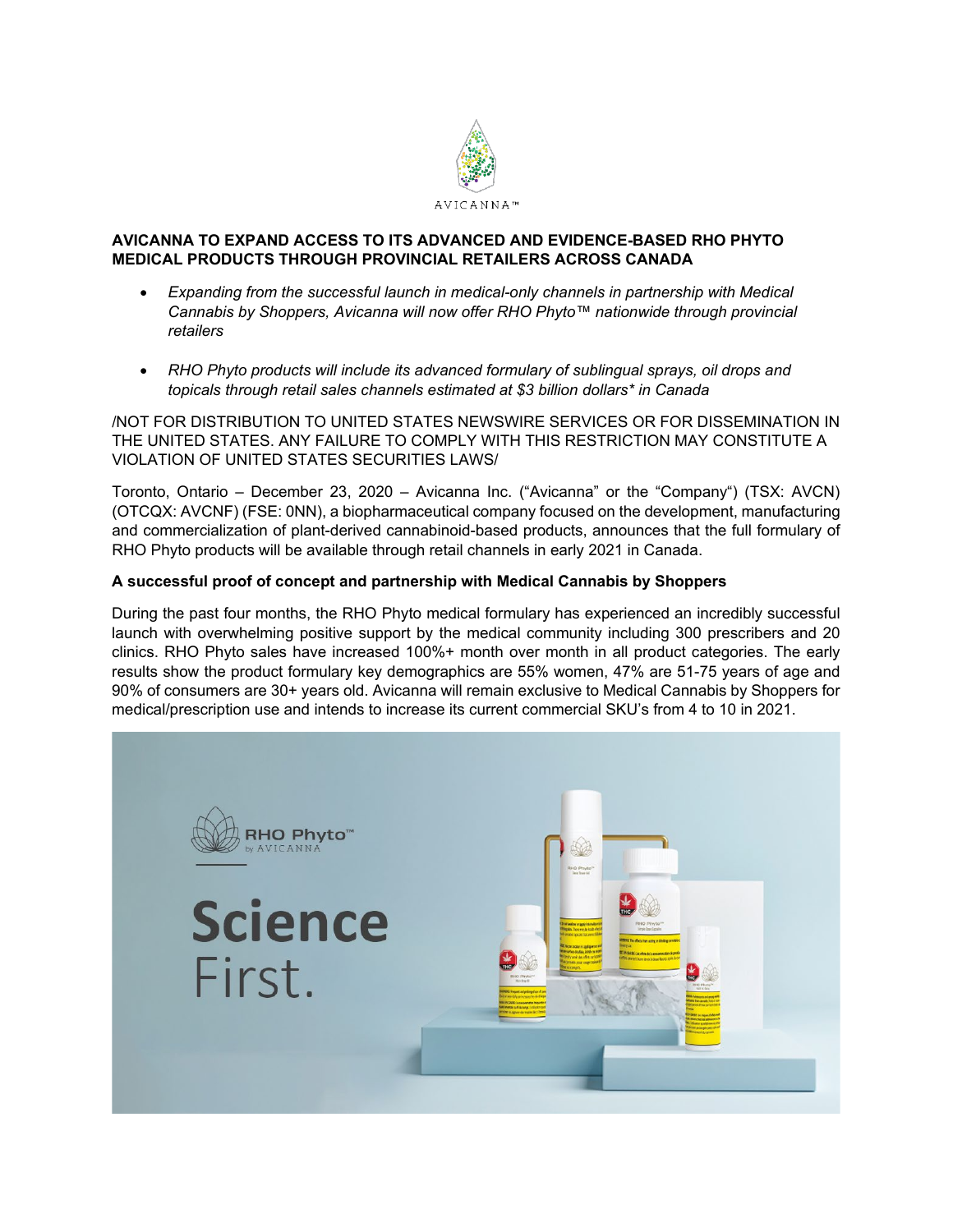AVICANNA™

**AVICANNA TO EXPAND ACCESS TO ITS ADVANCED AND EVIDENCE-BASED RHO PHYTO MEDICAL PRODUCTS THROUGH PROVINCIAL RETAILERS ACROSS CANADA**

- *Expanding from the successful launch in medical-only channels in partnership with Medical Cannabis by Shoppers, Avicanna will now offer RHO Phyto™ nationwide through provincial retailers*
- *RHO Phyto products will include its advanced formulary of sublingual sprays, oil drops and topicals through retail sales channels estimated at $3 billion dollars* in Canada*

/NOT FOR DISTRIBUTION TO UNITED STATES NEWSWIRE SERVICES OR FOR DISSEMINATION IN THE UNITED STATES. ANY FAILURE TO COMPLY WITH THIS RESTRICTION MAY CONSTITUTE A VIOLATION OF UNITED STATES SECURITIES LAWS/

Toronto, Ontario – December 23, 2020 – Avicanna Inc. ("Avicanna" or the "Company") (TSX: AVCN) (OTCQX: AVCNF) (FSE: 0NN), a biopharmaceutical company focused on the development, manufacturing and commercialization of plant-derived cannabinoid-based products, announces that the full formulary of RHO Phyto products will be available through retail channels in early 2021 in Canada.

**A successful proof of concept and partnership with Medical Cannabis by Shoppers**

During the past four months, the RHO Phyto medical formulary has experienced an incredibly successful launch with overwhelming positive support by the medical community including 300 prescribers and 20 clinics. RHO Phyto sales have increased 100%+ month over month in all product categories. The early results show the product formulary key demographics are 55% women, 47% are 51-75 years of age and 90% of consumers are 30+ years old. Avicanna will remain exclusive to Medical Cannabis by Shoppers for medical/prescription use and intends to increase its current commercial SKU's from 4 to 10 in 2021.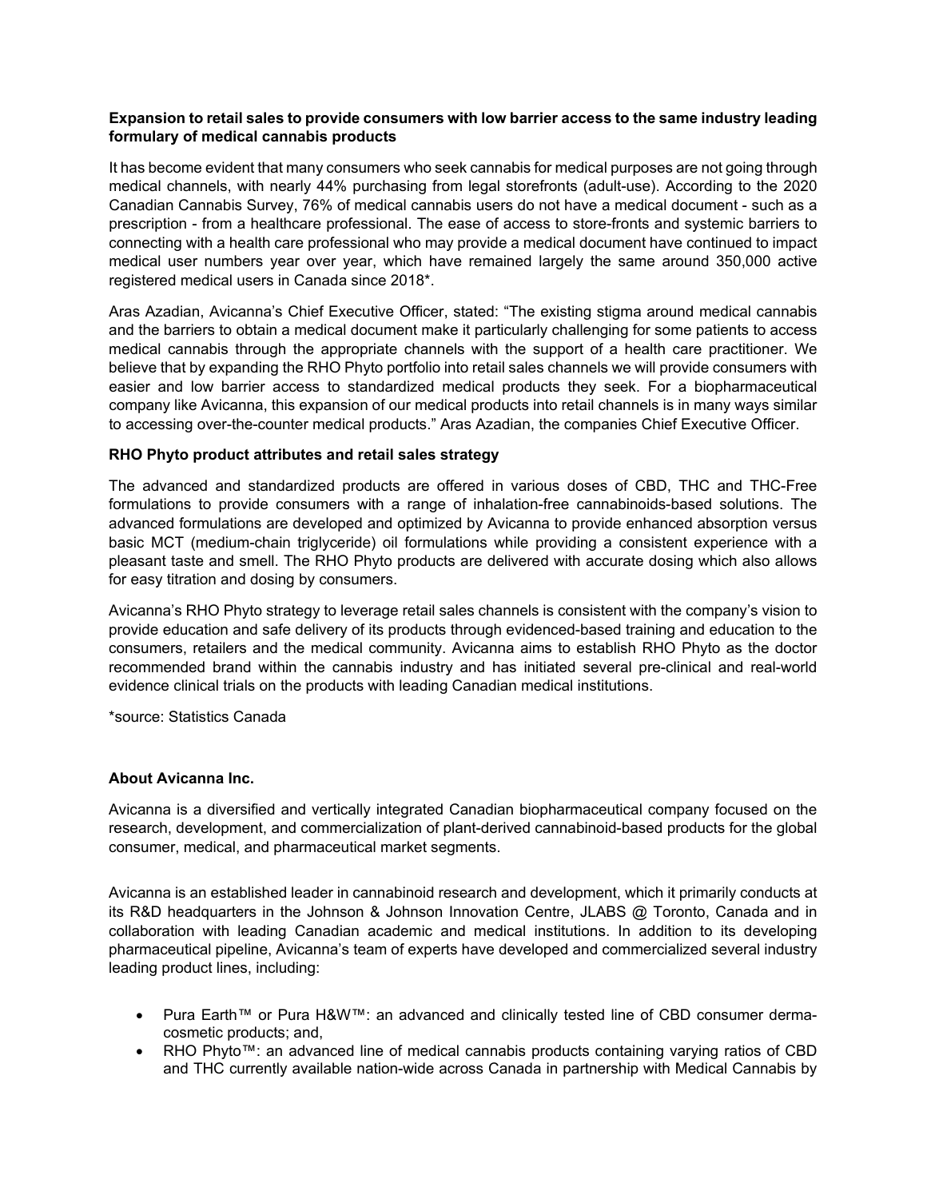**Expansion to retail sales to provide consumers with low barrier access to the same industry leading formulary of medical cannabis products**

It has become evident that many consumers who seek cannabis for medical purposes are not going through medical channels, with nearly 44% purchasing from legal storefronts (adult-use). According to the 2020 Canadian Cannabis Survey, 76% of medical cannabis users do not have a medical document - such as a prescription - from a healthcare professional. The ease of access to store-fronts and systemic barriers to connecting with a health care professional who may provide a medical document have continued to impact medical user numbers year over year, which have remained largely the same around 350,000 active registered medical users in Canada since 2018*.

Aras Azadian, Avicanna's Chief Executive Officer, stated: "The existing stigma around medical cannabis and the barriers to obtain a medical document make it particularly challenging for some patients to access medical cannabis through the appropriate channels with the support of a health care practitioner. We believe that by expanding the RHO Phyto portfolio into retail sales channels we will provide consumers with easier and low barrier access to standardized medical products they seek. For a biopharmaceutical company like Avicanna, this expansion of our medical products into retail channels is in many ways similar to accessing over-the-counter medical products." Aras Azadian, the companies Chief Executive Officer.

**RHO Phyto product attributes and retail sales strategy**

The advanced and standardized products are offered in various doses of CBD, THC and THC-Free formulations to provide consumers with a range of inhalation-free cannabinoids-based solutions. The advanced formulations are developed and optimized by Avicanna to provide enhanced absorption versus basic MCT (medium-chain triglyceride) oil formulations while providing a consistent experience with a pleasant taste and smell. The RHO Phyto products are delivered with accurate dosing which also allows for easy titration and dosing by consumers.

Avicanna's RHO Phyto strategy to leverage retail sales channels is consistent with the company's vision to provide education and safe delivery of its products through evidenced-based training and education to the consumers, retailers and the medical community. Avicanna aims to establish RHO Phyto as the doctor recommended brand within the cannabis industry and has initiated several pre-clinical and real-world evidence clinical trials on the products with leading Canadian medical institutions.

*source: Statistics Canada

**About Avicanna Inc.**

Avicanna is a diversified and vertically integrated Canadian biopharmaceutical company focused on the research, development, and commercialization of plant-derived cannabinoid-based products for the global consumer, medical, and pharmaceutical market segments.

Avicanna is an established leader in cannabinoid research and development, which it primarily conducts at its R&D headquarters in the Johnson & Johnson Innovation Centre, JLABS @ Toronto, Canada and in collaboration with leading Canadian academic and medical institutions. In addition to its developing pharmaceutical pipeline, Avicanna's team of experts have developed and commercialized several industry leading product lines, including:

- Pura Earth™ or Pura H&W™: an advanced and clinically tested line of CBD consumer derma-cosmetic products; and,
- RHO Phyto™: an advanced line of medical cannabis products containing varying ratios of CBD and THC currently available nation-wide across Canada in partnership with Medical Cannabis by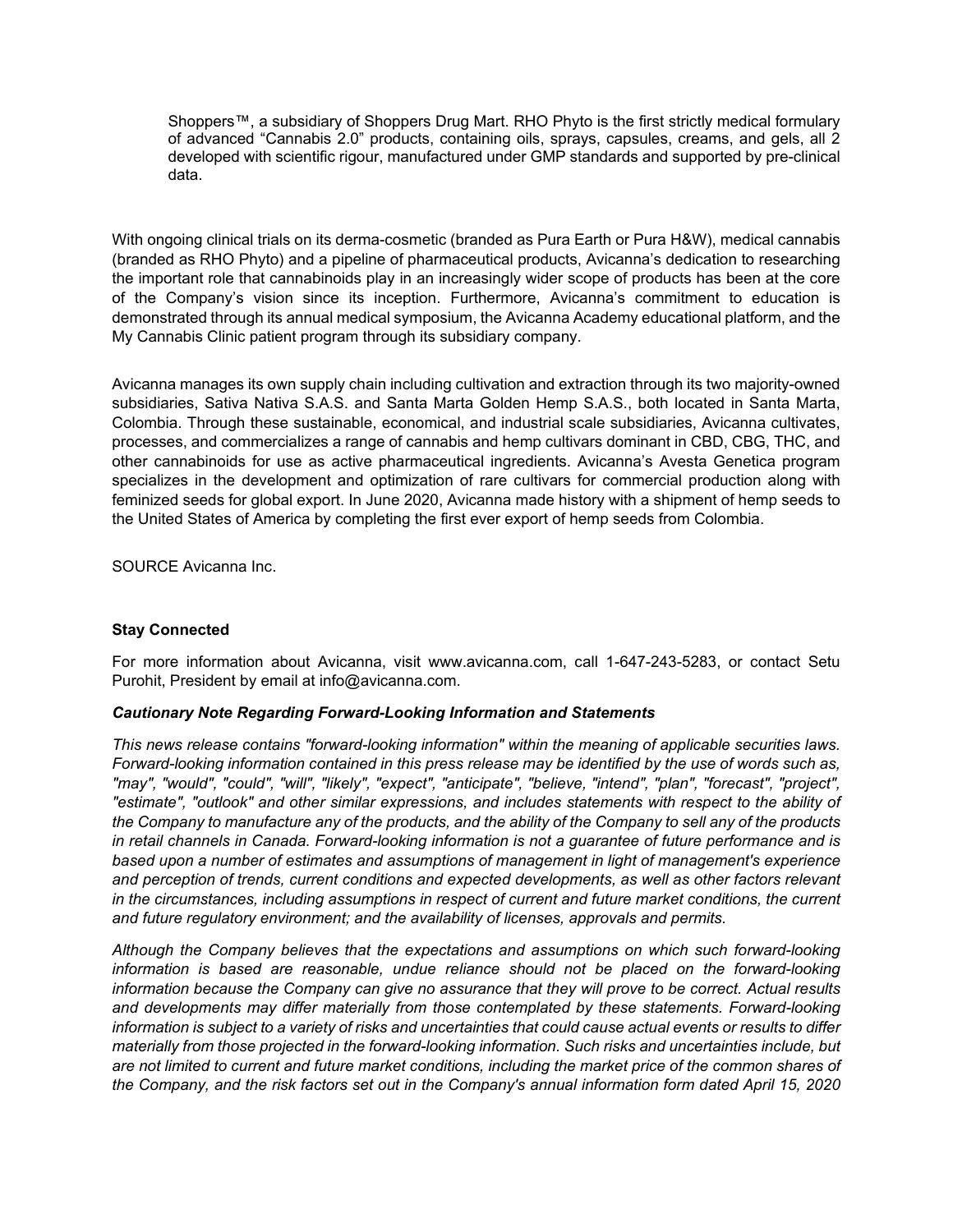Shoppers™, a subsidiary of Shoppers Drug Mart. RHO Phyto is the first strictly medical formulary of advanced "Cannabis 2.0" products, containing oils, sprays, capsules, creams, and gels, all 2 developed with scientific rigour, manufactured under GMP standards and supported by pre-clinical data.

With ongoing clinical trials on its derma-cosmetic (branded as Pura Earth or Pura H&W), medical cannabis (branded as RHO Phyto) and a pipeline of pharmaceutical products, Avicanna's dedication to researching the important role that cannabinoids play in an increasingly wider scope of products has been at the core of the Company's vision since its inception. Furthermore, Avicanna's commitment to education is demonstrated through its annual medical symposium, the Avicanna Academy educational platform, and the My Cannabis Clinic patient program through its subsidiary company.

Avicanna manages its own supply chain including cultivation and extraction through its two majority-owned subsidiaries, Sativa Nativa S.A.S. and Santa Marta Golden Hemp S.A.S., both located in Santa Marta, Colombia. Through these sustainable, economical, and industrial scale subsidiaries, Avicanna cultivates, processes, and commercializes a range of cannabis and hemp cultivars dominant in CBD, CBG, THC, and other cannabinoids for use as active pharmaceutical ingredients. Avicanna's Avesta Genetica program specializes in the development and optimization of rare cultivars for commercial production along with feminized seeds for global export. In June 2020, Avicanna made history with a shipment of hemp seeds to the United States of America by completing the first ever export of hemp seeds from Colombia.

SOURCE Avicanna Inc.

**Stay Connected**

For more information about Avicanna, visit www.avicanna.com, call 1-647-243-5283, or contact Setu Purohit, President by email at info@avicanna.com.

***Cautionary Note Regarding Forward-Looking Information and Statements***

*This news release contains "forward-looking information" within the meaning of applicable securities laws. Forward-looking information contained in this press release may be identified by the use of words such as, "may", "would", "could", "will", "likely", "expect", "anticipate", "believe, "intend", "plan", "forecast", "project", "estimate", "outlook" and other similar expressions, and includes statements with respect to the ability of the Company to manufacture any of the products, and the ability of the Company to sell any of the products in retail channels in Canada. Forward-looking information is not a guarantee of future performance and is based upon a number of estimates and assumptions of management in light of management's experience and perception of trends, current conditions and expected developments, as well as other factors relevant in the circumstances, including assumptions in respect of current and future market conditions, the current and future regulatory environment; and the availability of licenses, approvals and permits.*

*Although the Company believes that the expectations and assumptions on which such forward-looking information is based are reasonable, undue reliance should not be placed on the forward-looking information because the Company can give no assurance that they will prove to be correct. Actual results and developments may differ materially from those contemplated by these statements. Forward-looking information is subject to a variety of risks and uncertainties that could cause actual events or results to differ materially from those projected in the forward-looking information. Such risks and uncertainties include, but are not limited to current and future market conditions, including the market price of the common shares of the Company, and the risk factors set out in the Company's annual information form dated April 15, 2020*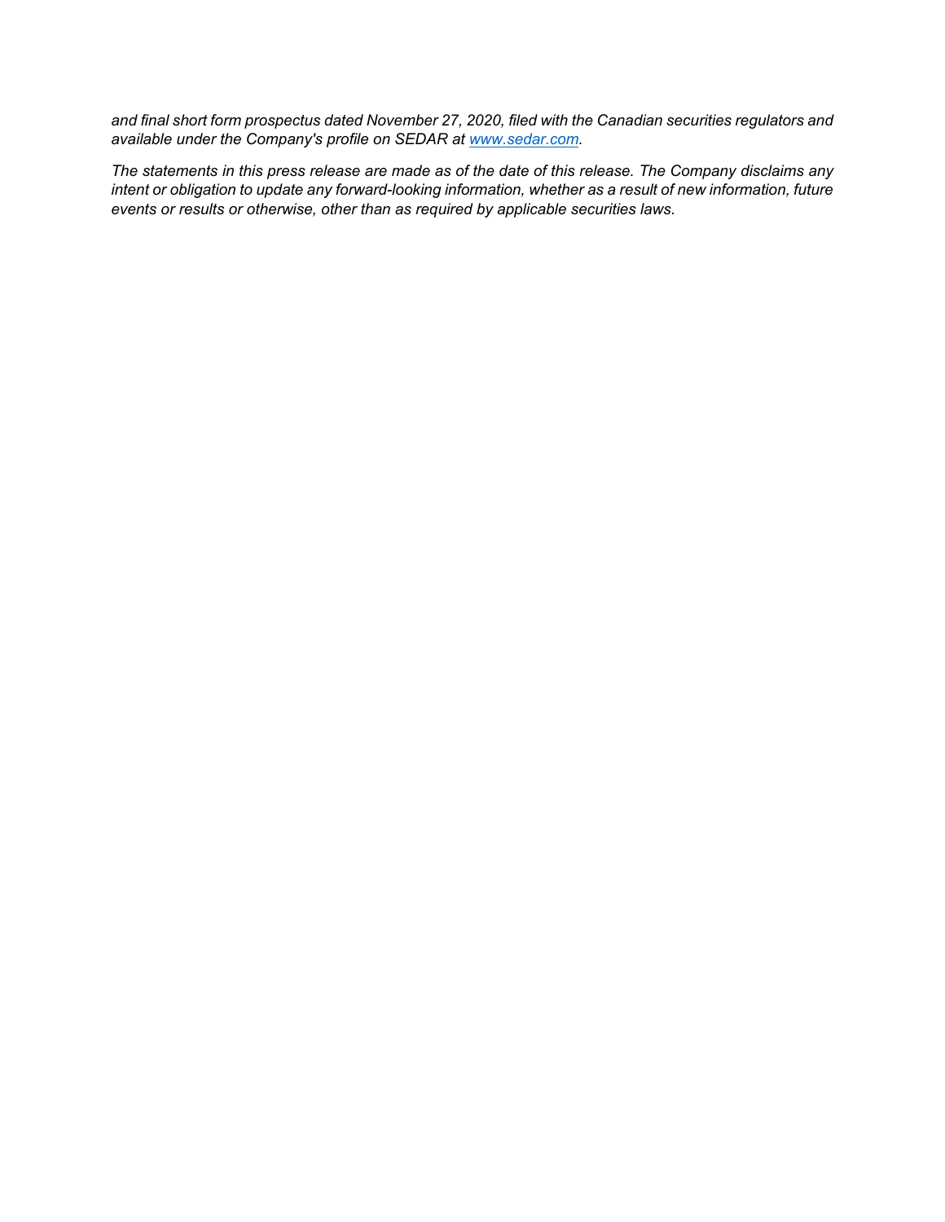*and final short form prospectus dated November 27, 2020, filed with the Canadian securities regulators and available under the Company's profile on SEDAR at [www.sedar.com](http://www.sedar.com).*

*The statements in this press release are made as of the date of this release. The Company disclaims any intent or obligation to update any forward-looking information, whether as a result of new information, future events or results or otherwise, other than as required by applicable securities laws.*